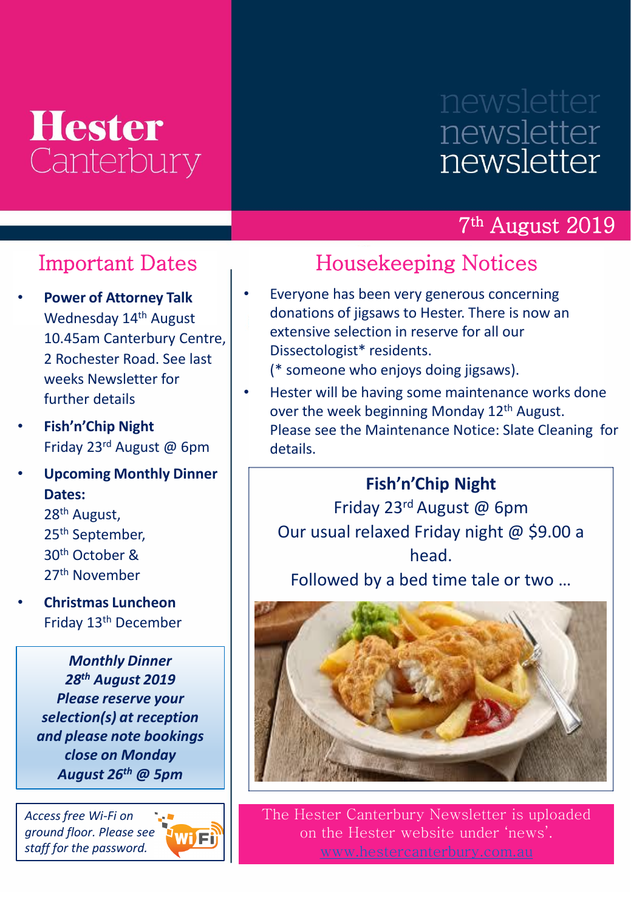# Hester Canterbury

newsletter
newsletter
newsletter

7th August 2019

## Important Dates

- **Power of Attorney Talk**
  Wednesday 14th August 10.45am Canterbury Centre, 2 Rochester Road. See last weeks Newsletter for further details
- **Fish'n'Chip Night**
  Friday 23rd August @ 6pm
- **Upcoming Monthly Dinner Dates:**
  28th August,
  25th September,
  30th October &
  27th November
- **Christmas Luncheon**
  Friday 13th December

***Monthly Dinner***
***28th August 2019***
***Please reserve your selection(s) at reception and please note bookings close on Monday August 26th @ 5pm***

*Access free Wi-Fi on ground floor. Please see staff for the password.*

## Housekeeping Notices

- Everyone has been very generous concerning donations of jigsaws to Hester. There is now an extensive selection in reserve for all our Dissectologist* residents.
  (* someone who enjoys doing jigsaws).
- Hester will be having some maintenance works done over the week beginning Monday 12th August. Please see the Maintenance Notice: Slate Cleaning for details.

**Fish'n'Chip Night**
Friday 23rd August @ 6pm
Our usual relaxed Friday night @ $9.00 a head.
Followed by a bed time tale or two …

The Hester Canterbury Newsletter is uploaded on the Hester website under 'news'.
www.hestercanterbury.com.au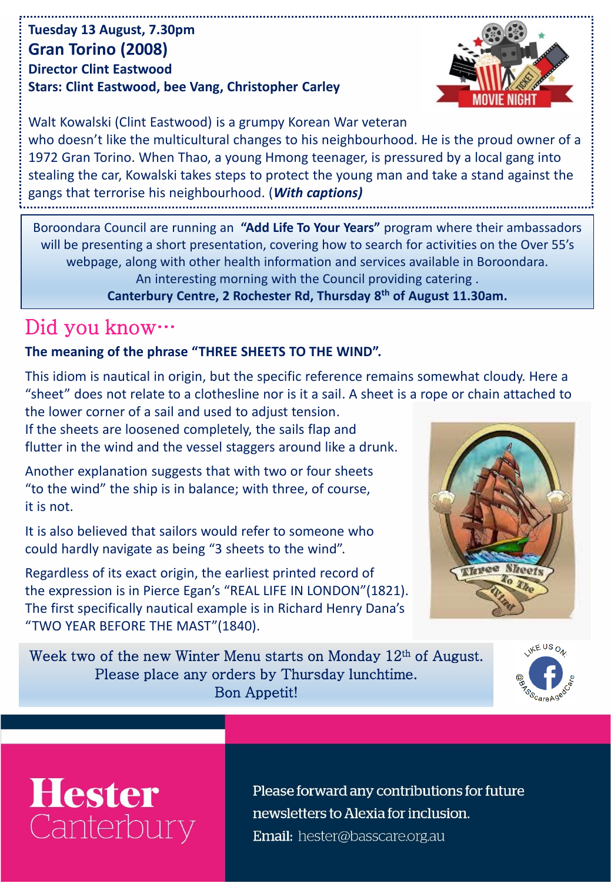**Tuesday 13 August, 7.30pm**

## Gran Torino (2008)

**Director Clint Eastwood**

**Stars: Clint Eastwood, bee Vang, Christopher Carley**

Walt Kowalski (Clint Eastwood) is a grumpy Korean War veteran who doesn't like the multicultural changes to his neighbourhood. He is the proud owner of a 1972 Gran Torino. When Thao, a young Hmong teenager, is pressured by a local gang into stealing the car, Kowalski takes steps to protect the young man and take a stand against the gangs that terrorise his neighbourhood. (***With captions)***

Boroondara Council are running an **"Add Life To Your Years"** program where their ambassadors will be presenting a short presentation, covering how to search for activities on the Over 55's webpage, along with other health information and services available in Boroondara. An interesting morning with the Council providing catering .

**Canterbury Centre, 2 Rochester Rd, Thursday 8th of August 11.30am.**

## Did you know…

**The meaning of the phrase "THREE SHEETS TO THE WIND".**

This idiom is nautical in origin, but the specific reference remains somewhat cloudy. Here a "sheet" does not relate to a clothesline nor is it a sail. A sheet is a rope or chain attached to the lower corner of a sail and used to adjust tension. If the sheets are loosened completely, the sails flap and flutter in the wind and the vessel staggers around like a drunk.

Another explanation suggests that with two or four sheets "to the wind" the ship is in balance; with three, of course, it is not.

It is also believed that sailors would refer to someone who could hardly navigate as being "3 sheets to the wind".

Regardless of its exact origin, the earliest printed record of the expression is in Pierce Egan's "REAL LIFE IN LONDON"(1821). The first specifically nautical example is in Richard Henry Dana's "TWO YEAR BEFORE THE MAST"(1840).

Week two of the new Winter Menu starts on Monday 12th of August.
Please place any orders by Thursday lunchtime.
Bon Appetit!

LIKE US ON @BASScareAgedCare

**Hester** Canterbury

Please forward any contributions for future newsletters to Alexia for inclusion.

**Email:** hester@basscare.org.au